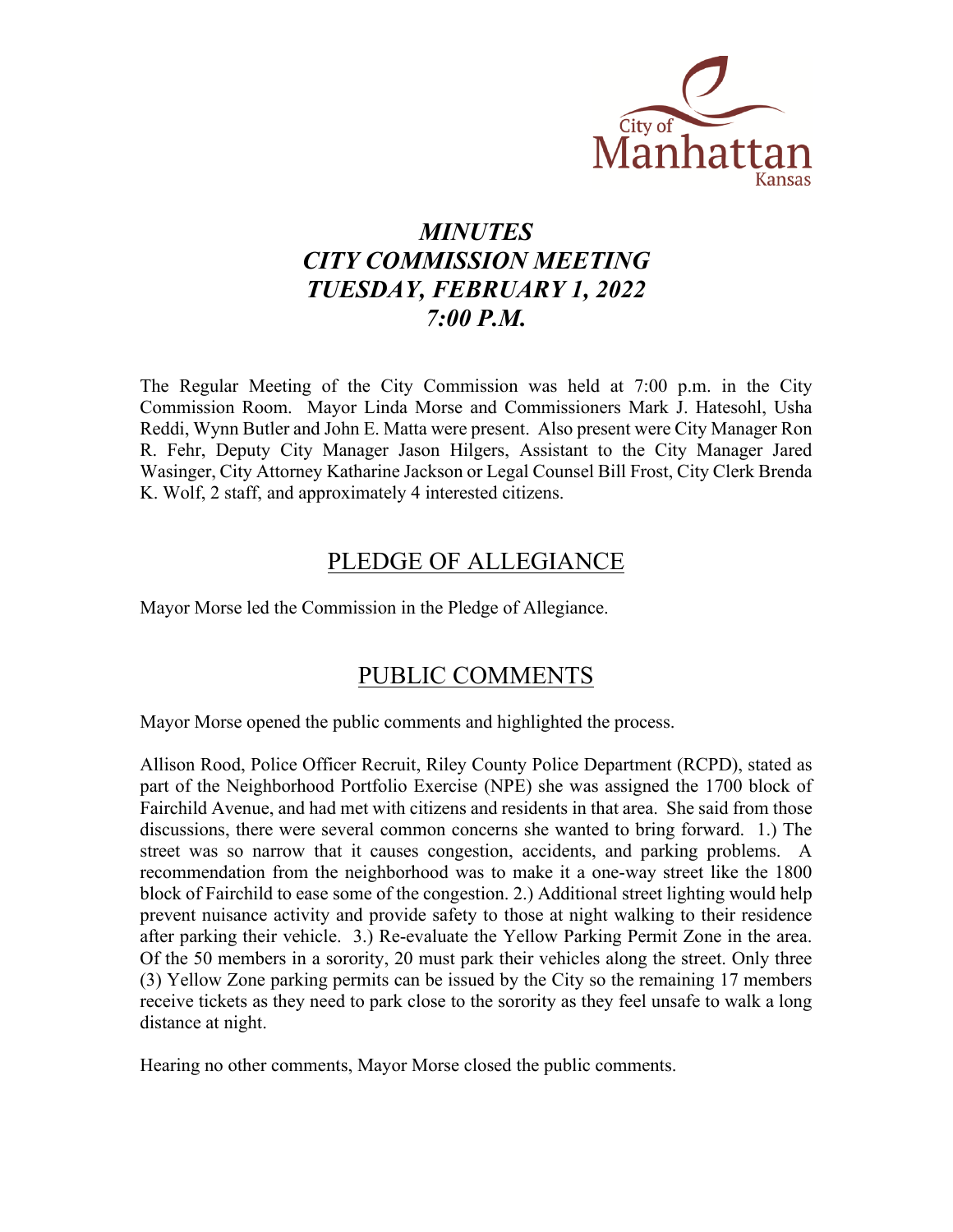City of Manhattan Kansas

# *MINUTES*
# *CITY COMMISSION MEETING*
# *TUESDAY, FEBRUARY 1, 2022*
# *7:00 P.M.*

The Regular Meeting of the City Commission was held at 7:00 p.m. in the City Commission Room. Mayor Linda Morse and Commissioners Mark J. Hatesohl, Usha Reddi, Wynn Butler and John E. Matta were present. Also present were City Manager Ron R. Fehr, Deputy City Manager Jason Hilgers, Assistant to the City Manager Jared Wasinger, City Attorney Katharine Jackson or Legal Counsel Bill Frost, City Clerk Brenda K. Wolf, 2 staff, and approximately 4 interested citizens.

## PLEDGE OF ALLEGIANCE

Mayor Morse led the Commission in the Pledge of Allegiance.

## PUBLIC COMMENTS

Mayor Morse opened the public comments and highlighted the process.

Allison Rood, Police Officer Recruit, Riley County Police Department (RCPD), stated as part of the Neighborhood Portfolio Exercise (NPE) she was assigned the 1700 block of Fairchild Avenue, and had met with citizens and residents in that area. She said from those discussions, there were several common concerns she wanted to bring forward. 1.) The street was so narrow that it causes congestion, accidents, and parking problems. A recommendation from the neighborhood was to make it a one-way street like the 1800 block of Fairchild to ease some of the congestion. 2.) Additional street lighting would help prevent nuisance activity and provide safety to those at night walking to their residence after parking their vehicle. 3.) Re-evaluate the Yellow Parking Permit Zone in the area. Of the 50 members in a sorority, 20 must park their vehicles along the street. Only three (3) Yellow Zone parking permits can be issued by the City so the remaining 17 members receive tickets as they need to park close to the sorority as they feel unsafe to walk a long distance at night.

Hearing no other comments, Mayor Morse closed the public comments.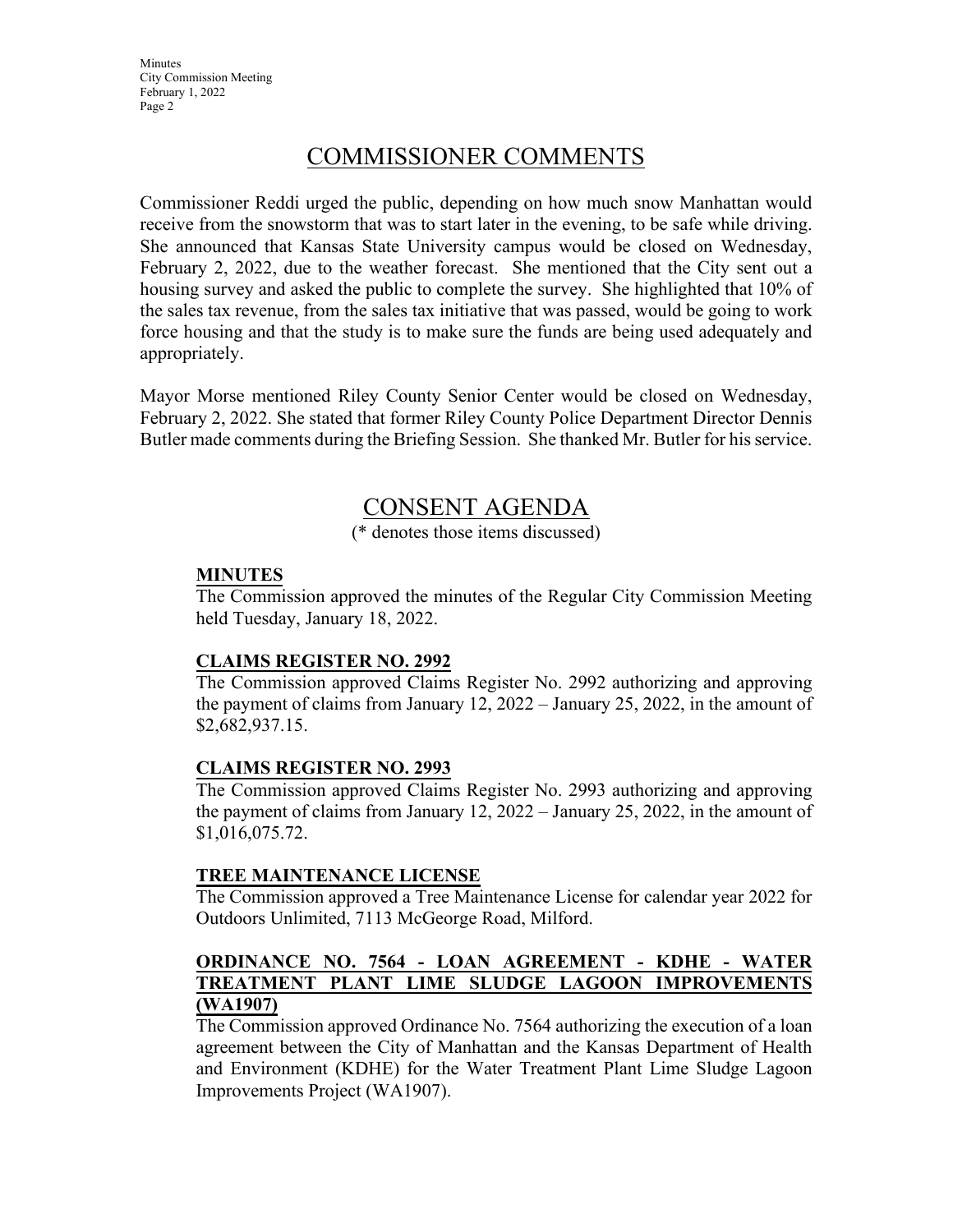# COMMISSIONER COMMENTS

Commissioner Reddi urged the public, depending on how much snow Manhattan would receive from the snowstorm that was to start later in the evening, to be safe while driving. She announced that Kansas State University campus would be closed on Wednesday, February 2, 2022, due to the weather forecast. She mentioned that the City sent out a housing survey and asked the public to complete the survey. She highlighted that 10% of the sales tax revenue, from the sales tax initiative that was passed, would be going to work force housing and that the study is to make sure the funds are being used adequately and appropriately.

Mayor Morse mentioned Riley County Senior Center would be closed on Wednesday, February 2, 2022. She stated that former Riley County Police Department Director Dennis Butler made comments during the Briefing Session. She thanked Mr. Butler for his service.

# CONSENT AGENDA

(* denotes those items discussed)

**MINUTES**

The Commission approved the minutes of the Regular City Commission Meeting held Tuesday, January 18, 2022.

**CLAIMS REGISTER NO. 2992**

The Commission approved Claims Register No. 2992 authorizing and approving the payment of claims from January 12, 2022 – January 25, 2022, in the amount of $2,682,937.15.

**CLAIMS REGISTER NO. 2993**

The Commission approved Claims Register No. 2993 authorizing and approving the payment of claims from January 12, 2022 – January 25, 2022, in the amount of $1,016,075.72.

**TREE MAINTENANCE LICENSE**

The Commission approved a Tree Maintenance License for calendar year 2022 for Outdoors Unlimited, 7113 McGeorge Road, Milford.

**ORDINANCE NO. 7564 - LOAN AGREEMENT - KDHE - WATER TREATMENT PLANT LIME SLUDGE LAGOON IMPROVEMENTS (WA1907)**

The Commission approved Ordinance No. 7564 authorizing the execution of a loan agreement between the City of Manhattan and the Kansas Department of Health and Environment (KDHE) for the Water Treatment Plant Lime Sludge Lagoon Improvements Project (WA1907).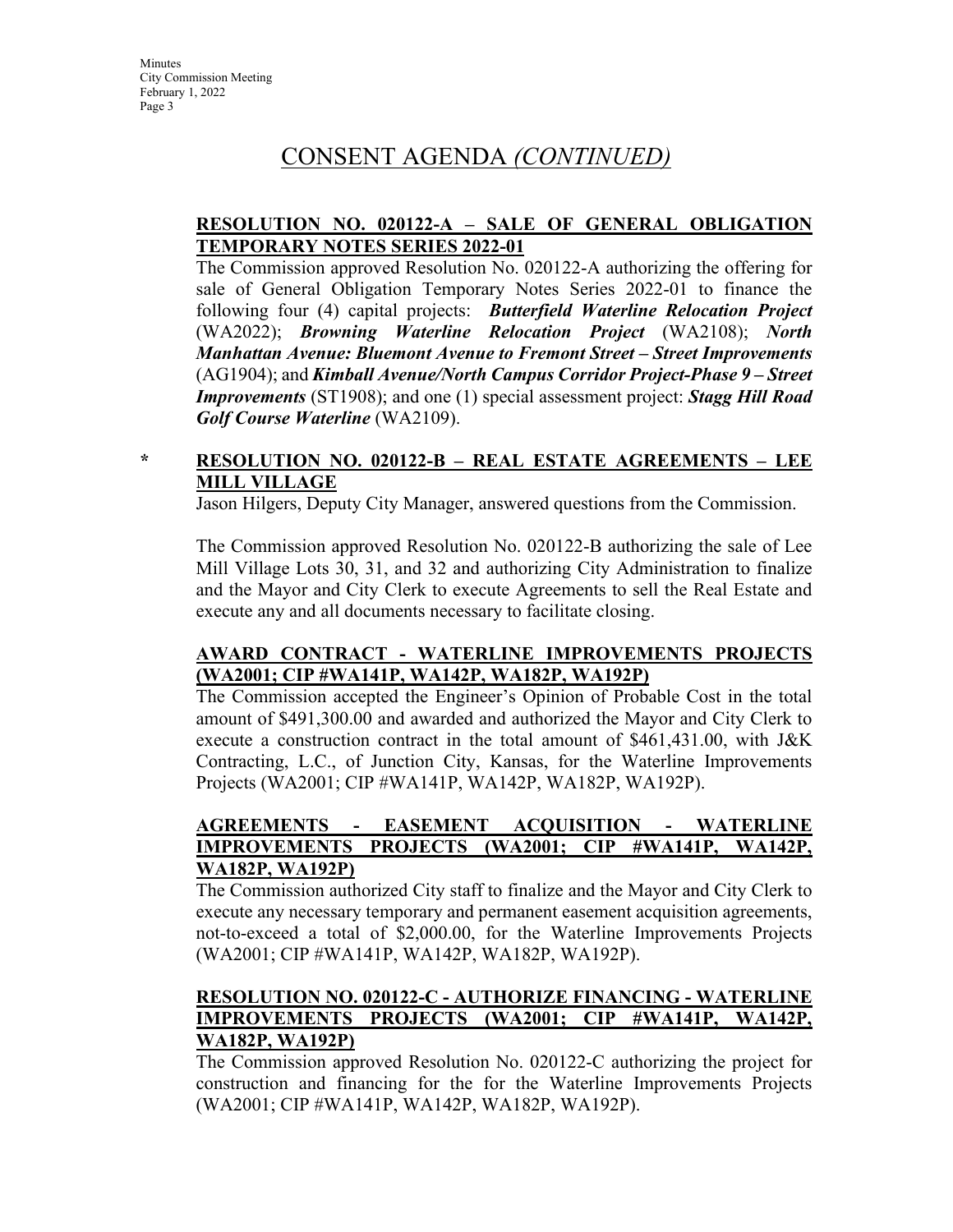# CONSENT AGENDA *(CONTINUED)*

**RESOLUTION NO. 020122-A – SALE OF GENERAL OBLIGATION TEMPORARY NOTES SERIES 2022-01**

The Commission approved Resolution No. 020122-A authorizing the offering for sale of General Obligation Temporary Notes Series 2022-01 to finance the following four (4) capital projects: ***Butterfield Waterline Relocation Project*** (WA2022); ***Browning Waterline Relocation Project*** (WA2108); ***North Manhattan Avenue: Bluemont Avenue to Fremont Street – Street Improvements*** (AG1904); and ***Kimball Avenue/North Campus Corridor Project-Phase 9 – Street Improvements*** (ST1908); and one (1) special assessment project: ***Stagg Hill Road Golf Course Waterline*** (WA2109).

**\* RESOLUTION NO. 020122-B – REAL ESTATE AGREEMENTS – LEE MILL VILLAGE**

Jason Hilgers, Deputy City Manager, answered questions from the Commission.

The Commission approved Resolution No. 020122-B authorizing the sale of Lee Mill Village Lots 30, 31, and 32 and authorizing City Administration to finalize and the Mayor and City Clerk to execute Agreements to sell the Real Estate and execute any and all documents necessary to facilitate closing.

**AWARD CONTRACT - WATERLINE IMPROVEMENTS PROJECTS (WA2001; CIP #WA141P, WA142P, WA182P, WA192P)**

The Commission accepted the Engineer's Opinion of Probable Cost in the total amount of $491,300.00 and awarded and authorized the Mayor and City Clerk to execute a construction contract in the total amount of $461,431.00, with J&K Contracting, L.C., of Junction City, Kansas, for the Waterline Improvements Projects (WA2001; CIP #WA141P, WA142P, WA182P, WA192P).

**AGREEMENTS - EASEMENT ACQUISITION - WATERLINE IMPROVEMENTS PROJECTS (WA2001; CIP #WA141P, WA142P, WA182P, WA192P)**

The Commission authorized City staff to finalize and the Mayor and City Clerk to execute any necessary temporary and permanent easement acquisition agreements, not-to-exceed a total of $2,000.00, for the Waterline Improvements Projects (WA2001; CIP #WA141P, WA142P, WA182P, WA192P).

**RESOLUTION NO. 020122-C - AUTHORIZE FINANCING - WATERLINE IMPROVEMENTS PROJECTS (WA2001; CIP #WA141P, WA142P, WA182P, WA192P)**

The Commission approved Resolution No. 020122-C authorizing the project for construction and financing for the for the Waterline Improvements Projects (WA2001; CIP #WA141P, WA142P, WA182P, WA192P).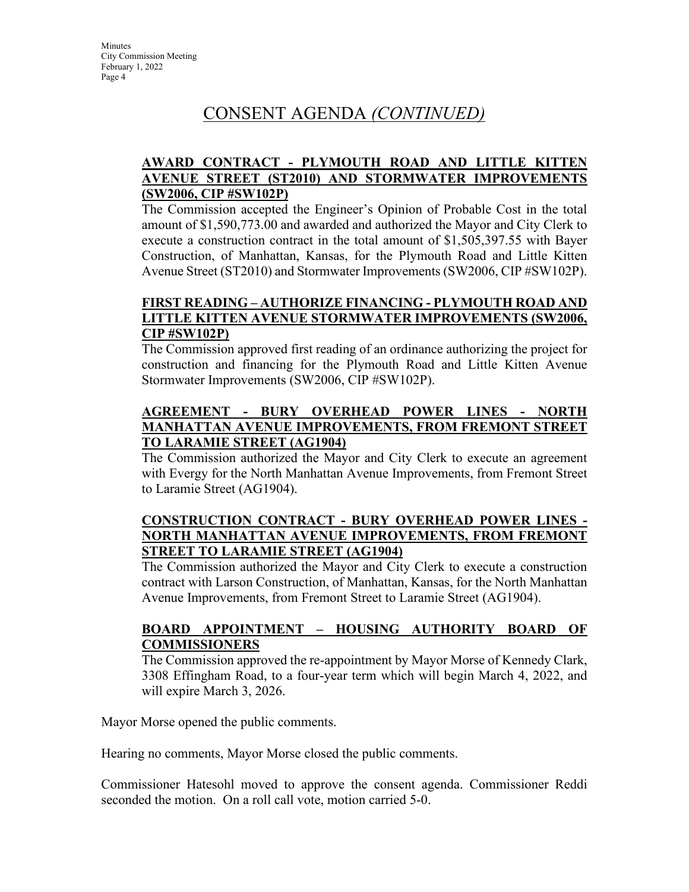## CONSENT AGENDA *(CONTINUED)*

**AWARD CONTRACT - PLYMOUTH ROAD AND LITTLE KITTEN AVENUE STREET (ST2010) AND STORMWATER IMPROVEMENTS (SW2006, CIP #SW102P)**

The Commission accepted the Engineer's Opinion of Probable Cost in the total amount of $1,590,773.00 and awarded and authorized the Mayor and City Clerk to execute a construction contract in the total amount of $1,505,397.55 with Bayer Construction, of Manhattan, Kansas, for the Plymouth Road and Little Kitten Avenue Street (ST2010) and Stormwater Improvements (SW2006, CIP #SW102P).

**FIRST READING – AUTHORIZE FINANCING - PLYMOUTH ROAD AND LITTLE KITTEN AVENUE STORMWATER IMPROVEMENTS (SW2006, CIP #SW102P)**

The Commission approved first reading of an ordinance authorizing the project for construction and financing for the Plymouth Road and Little Kitten Avenue Stormwater Improvements (SW2006, CIP #SW102P).

**AGREEMENT - BURY OVERHEAD POWER LINES - NORTH MANHATTAN AVENUE IMPROVEMENTS, FROM FREMONT STREET TO LARAMIE STREET (AG1904)**

The Commission authorized the Mayor and City Clerk to execute an agreement with Evergy for the North Manhattan Avenue Improvements, from Fremont Street to Laramie Street (AG1904).

**CONSTRUCTION CONTRACT - BURY OVERHEAD POWER LINES - NORTH MANHATTAN AVENUE IMPROVEMENTS, FROM FREMONT STREET TO LARAMIE STREET (AG1904)**

The Commission authorized the Mayor and City Clerk to execute a construction contract with Larson Construction, of Manhattan, Kansas, for the North Manhattan Avenue Improvements, from Fremont Street to Laramie Street (AG1904).

**BOARD APPOINTMENT – HOUSING AUTHORITY BOARD OF COMMISSIONERS**

The Commission approved the re-appointment by Mayor Morse of Kennedy Clark, 3308 Effingham Road, to a four-year term which will begin March 4, 2022, and will expire March 3, 2026.

Mayor Morse opened the public comments.

Hearing no comments, Mayor Morse closed the public comments.

Commissioner Hatesohl moved to approve the consent agenda. Commissioner Reddi seconded the motion. On a roll call vote, motion carried 5-0.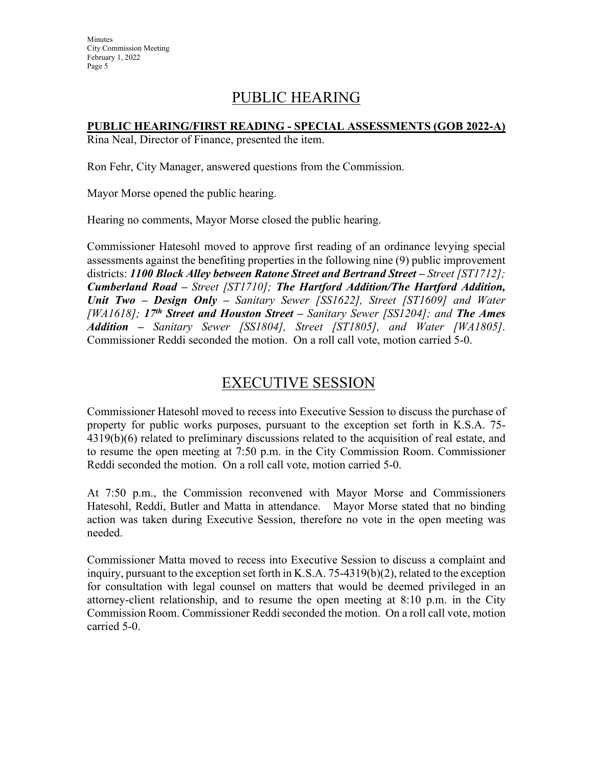# PUBLIC HEARING

**PUBLIC HEARING/FIRST READING - SPECIAL ASSESSMENTS (GOB 2022-A)**

Rina Neal, Director of Finance, presented the item.

Ron Fehr, City Manager, answered questions from the Commission.

Mayor Morse opened the public hearing.

Hearing no comments, Mayor Morse closed the public hearing.

Commissioner Hatesohl moved to approve first reading of an ordinance levying special assessments against the benefiting properties in the following nine (9) public improvement districts: ***1100 Block Alley between Ratone Street and Bertrand Street** – Street [ST1712]; **Cumberland Road** – Street [ST1710]; **The Hartford Addition/The Hartford Addition, Unit Two – Design Only** – Sanitary Sewer [SS1622], Street [ST1609] and Water [WA1618]; **17th Street and Houston Street** – Sanitary Sewer [SS1204]; and **The Ames Addition** – Sanitary Sewer [SS1804], Street [ST1805], and Water [WA1805].* Commissioner Reddi seconded the motion. On a roll call vote, motion carried 5-0.

# EXECUTIVE SESSION

Commissioner Hatesohl moved to recess into Executive Session to discuss the purchase of property for public works purposes, pursuant to the exception set forth in K.S.A. 75-4319(b)(6) related to preliminary discussions related to the acquisition of real estate, and to resume the open meeting at 7:50 p.m. in the City Commission Room. Commissioner Reddi seconded the motion. On a roll call vote, motion carried 5-0.

At 7:50 p.m., the Commission reconvened with Mayor Morse and Commissioners Hatesohl, Reddi, Butler and Matta in attendance. Mayor Morse stated that no binding action was taken during Executive Session, therefore no vote in the open meeting was needed.

Commissioner Matta moved to recess into Executive Session to discuss a complaint and inquiry, pursuant to the exception set forth in K.S.A. 75-4319(b)(2), related to the exception for consultation with legal counsel on matters that would be deemed privileged in an attorney-client relationship, and to resume the open meeting at 8:10 p.m. in the City Commission Room. Commissioner Reddi seconded the motion. On a roll call vote, motion carried 5-0.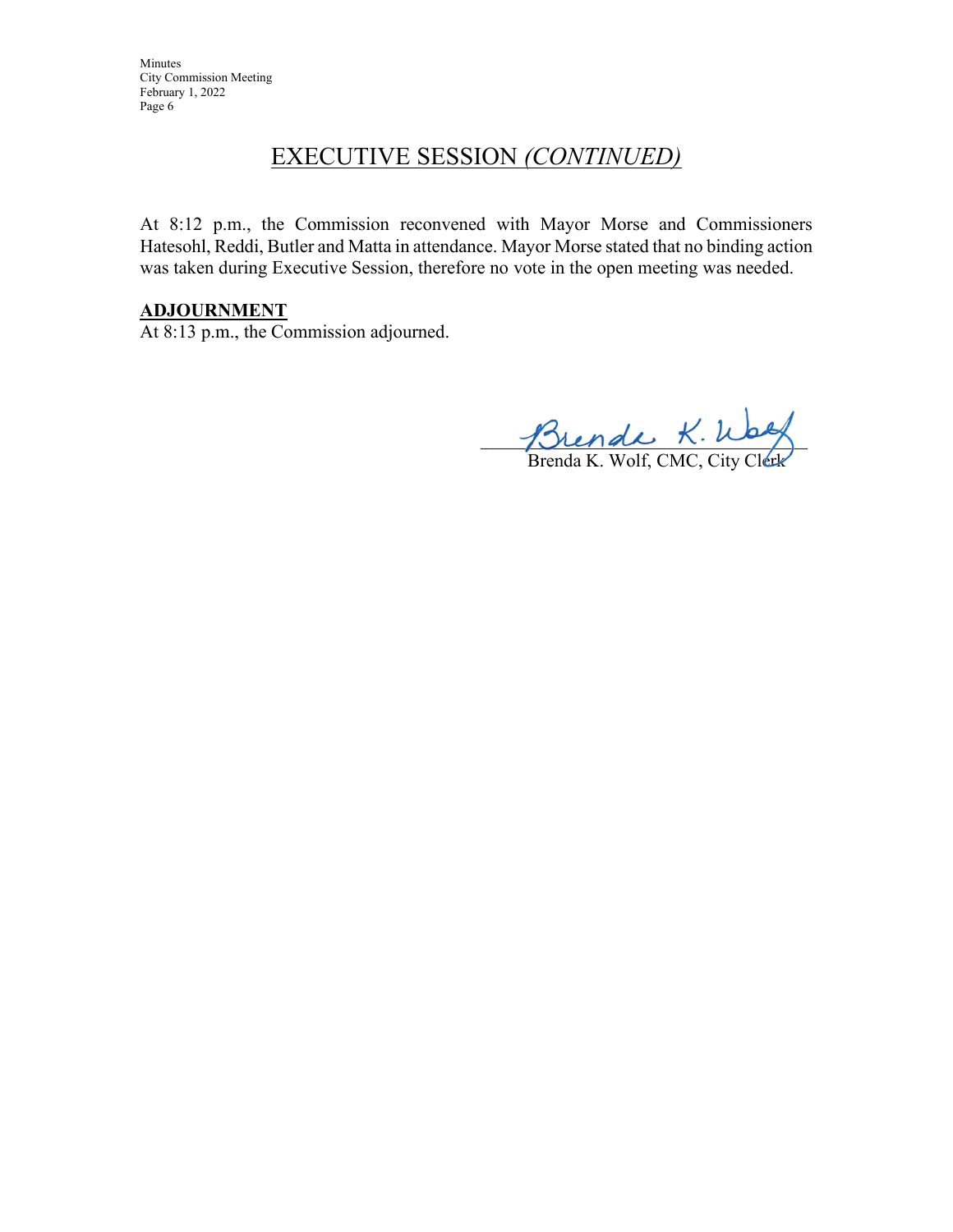## EXECUTIVE SESSION *(CONTINUED)*

At 8:12 p.m., the Commission reconvened with Mayor Morse and Commissioners Hatesohl, Reddi, Butler and Matta in attendance. Mayor Morse stated that no binding action was taken during Executive Session, therefore no vote in the open meeting was needed.

**ADJOURNMENT**

At 8:13 p.m., the Commission adjourned.

Brenda K. Wolf

Brenda K. Wolf, CMC, City Clerk